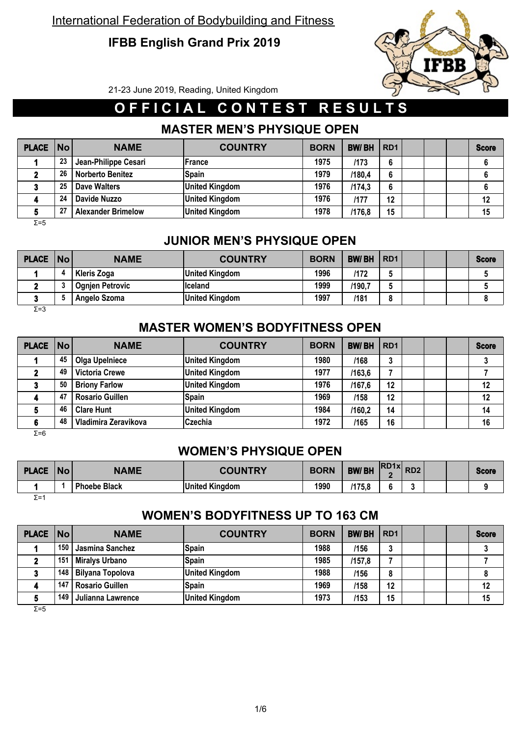International Federation of Bodybuilding and Fitness

# IFBB English Grand Prix 2019

21-23 June 2019, Reading, United Kingdom

## OFFICIAL CONTEST RESULTS

### MASTER MEN'S PHYSIQUE OPEN

| PLACE | No | NAME | COUNTRY | BORN | BW/ BH | RD1 | | | | Score |
|---|---|---|---|---|---|---|---|---|---|---|
| 1 | 23 | Jean-Philippe Cesari | France | 1975 | /173 | 6 | | | | 6 |
| 2 | 26 | Norberto Benitez | Spain | 1979 | /180,4 | 6 | | | | 6 |
| 3 | 25 | Dave Walters | United Kingdom | 1976 | /174,3 | 6 | | | | 6 |
| 4 | 24 | Davide Nuzzo | United Kingdom | 1976 | /177 | 12 | | | | 12 |
| 5 | 27 | Alexander Brimelow | United Kingdom | 1978 | /176,8 | 15 | | | | 15 |

Σ=5

### JUNIOR MEN'S PHYSIQUE OPEN

| PLACE | No | NAME | COUNTRY | BORN | BW/ BH | RD1 | | | | Score |
|---|---|---|---|---|---|---|---|---|---|---|
| 1 | 4 | Kleris Zoga | United Kingdom | 1996 | /172 | 5 | | | | 5 |
| 2 | 3 | Ognjen Petrovic | Iceland | 1999 | /190,7 | 5 | | | | 5 |
| 3 | 5 | Angelo Szoma | United Kingdom | 1997 | /181 | 8 | | | | 8 |

Σ=3

### MASTER WOMEN'S BODYFITNESS OPEN

| PLACE | No | NAME | COUNTRY | BORN | BW/ BH | RD1 | | | | Score |
|---|---|---|---|---|---|---|---|---|---|---|
| 1 | 45 | Olga Upelniece | United Kingdom | 1980 | /168 | 3 | | | | 3 |
| 2 | 49 | Victoria Crewe | United Kingdom | 1977 | /163,6 | 7 | | | | 7 |
| 3 | 50 | Briony Farlow | United Kingdom | 1976 | /167,6 | 12 | | | | 12 |
| 4 | 47 | Rosario Guillen | Spain | 1969 | /158 | 12 | | | | 12 |
| 5 | 46 | Clare Hunt | United Kingdom | 1984 | /160,2 | 14 | | | | 14 |
| 6 | 48 | Vladimira Zeravikova | Czechia | 1972 | /165 | 16 | | | | 16 |

Σ=6

### WOMEN'S PHYSIQUE OPEN

| PLACE | No | NAME | COUNTRY | BORN | BW/ BH | RD1x 2 | RD2 | | | Score |
|---|---|---|---|---|---|---|---|---|---|---|
| 1 | 1 | Phoebe Black | United Kingdom | 1990 | /175,8 | 6 | 3 | | | 9 |

Σ=1

### WOMEN'S BODYFITNESS UP TO 163 CM

| PLACE | No | NAME | COUNTRY | BORN | BW/ BH | RD1 | | | | Score |
|---|---|---|---|---|---|---|---|---|---|---|
| 1 | 150 | Jasmina Sanchez | Spain | 1988 | /156 | 3 | | | | 3 |
| 2 | 151 | Miralys Urbano | Spain | 1985 | /157,8 | 7 | | | | 7 |
| 3 | 148 | Bilyana Topolova | United Kingdom | 1988 | /156 | 8 | | | | 8 |
| 4 | 147 | Rosario Guillen | Spain | 1969 | /158 | 12 | | | | 12 |
| 5 | 149 | Julianna Lawrence | United Kingdom | 1973 | /153 | 15 | | | | 15 |

Σ=5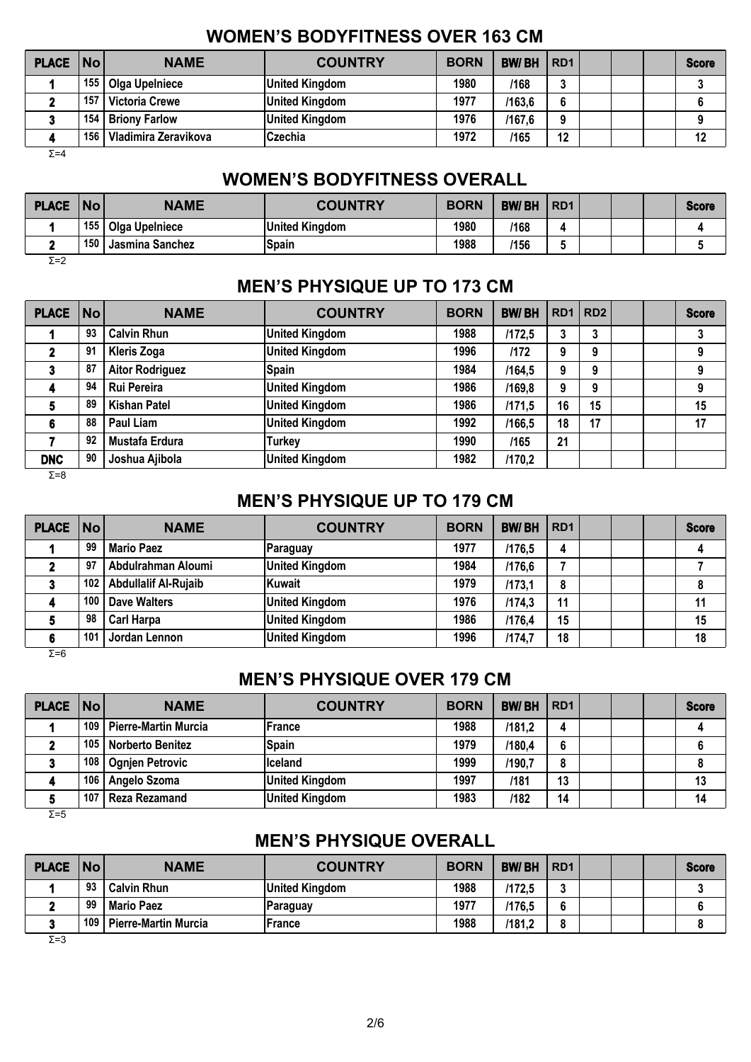## WOMEN'S BODYFITNESS OVER 163 CM

| PLACE | No | NAME | COUNTRY | BORN | BW/ BH | RD1 | | | Score |
|---|---|---|---|---|---|---|---|---|---|
| 1 | 155 | Olga Upelniece | United Kingdom | 1980 | /168 | 3 | | | 3 |
| 2 | 157 | Victoria Crewe | United Kingdom | 1977 | /163,6 | 6 | | | 6 |
| 3 | 154 | Briony Farlow | United Kingdom | 1976 | /167,6 | 9 | | | 9 |
| 4 | 156 | Vladimira Zeravikova | Czechia | 1972 | /165 | 12 | | | 12 |

Σ=4

## WOMEN'S BODYFITNESS OVERALL

| PLACE | No | NAME | COUNTRY | BORN | BW/ BH | RD1 | | | Score |
|---|---|---|---|---|---|---|---|---|---|
| 1 | 155 | Olga Upelniece | United Kingdom | 1980 | /168 | 4 | | | 4 |
| 2 | 150 | Jasmina Sanchez | Spain | 1988 | /156 | 5 | | | 5 |

Σ=2

## MEN'S PHYSIQUE UP TO 173 CM

| PLACE | No | NAME | COUNTRY | BORN | BW/ BH | RD1 | RD2 | | Score |
|---|---|---|---|---|---|---|---|---|---|
| 1 | 93 | Calvin Rhun | United Kingdom | 1988 | /172,5 | 3 | 3 | | 3 |
| 2 | 91 | Kleris Zoga | United Kingdom | 1996 | /172 | 9 | 9 | | 9 |
| 3 | 87 | Aitor Rodriguez | Spain | 1984 | /164,5 | 9 | 9 | | 9 |
| 4 | 94 | Rui Pereira | United Kingdom | 1986 | /169,8 | 9 | 9 | | 9 |
| 5 | 89 | Kishan Patel | United Kingdom | 1986 | /171,5 | 16 | 15 | | 15 |
| 6 | 88 | Paul Liam | United Kingdom | 1992 | /166,5 | 18 | 17 | | 17 |
| 7 | 92 | Mustafa Erdura | Turkey | 1990 | /165 | 21 | | | |
| DNC | 90 | Joshua Ajibola | United Kingdom | 1982 | /170,2 | | | | |

Σ=8

## MEN'S PHYSIQUE UP TO 179 CM

| PLACE | No | NAME | COUNTRY | BORN | BW/ BH | RD1 | | | Score |
|---|---|---|---|---|---|---|---|---|---|
| 1 | 99 | Mario Paez | Paraguay | 1977 | /176,5 | 4 | | | 4 |
| 2 | 97 | Abdulrahman Aloumi | United Kingdom | 1984 | /176,6 | 7 | | | 7 |
| 3 | 102 | Abdullalif Al-Rujaib | Kuwait | 1979 | /173,1 | 8 | | | 8 |
| 4 | 100 | Dave Walters | United Kingdom | 1976 | /174,3 | 11 | | | 11 |
| 5 | 98 | Carl Harpa | United Kingdom | 1986 | /176,4 | 15 | | | 15 |
| 6 | 101 | Jordan Lennon | United Kingdom | 1996 | /174,7 | 18 | | | 18 |

Σ=6

## MEN'S PHYSIQUE OVER 179 CM

| PLACE | No | NAME | COUNTRY | BORN | BW/ BH | RD1 | | | Score |
|---|---|---|---|---|---|---|---|---|---|
| 1 | 109 | Pierre-Martin Murcia | France | 1988 | /181,2 | 4 | | | 4 |
| 2 | 105 | Norberto Benitez | Spain | 1979 | /180,4 | 6 | | | 6 |
| 3 | 108 | Ognjen Petrovic | Iceland | 1999 | /190,7 | 8 | | | 8 |
| 4 | 106 | Angelo Szoma | United Kingdom | 1997 | /181 | 13 | | | 13 |
| 5 | 107 | Reza Rezamand | United Kingdom | 1983 | /182 | 14 | | | 14 |

Σ=5

## MEN'S PHYSIQUE OVERALL

| PLACE | No | NAME | COUNTRY | BORN | BW/ BH | RD1 | | | Score |
|---|---|---|---|---|---|---|---|---|---|
| 1 | 93 | Calvin Rhun | United Kingdom | 1988 | /172,5 | 3 | | | 3 |
| 2 | 99 | Mario Paez | Paraguay | 1977 | /176,5 | 6 | | | 6 |
| 3 | 109 | Pierre-Martin Murcia | France | 1988 | /181,2 | 8 | | | 8 |

Σ=3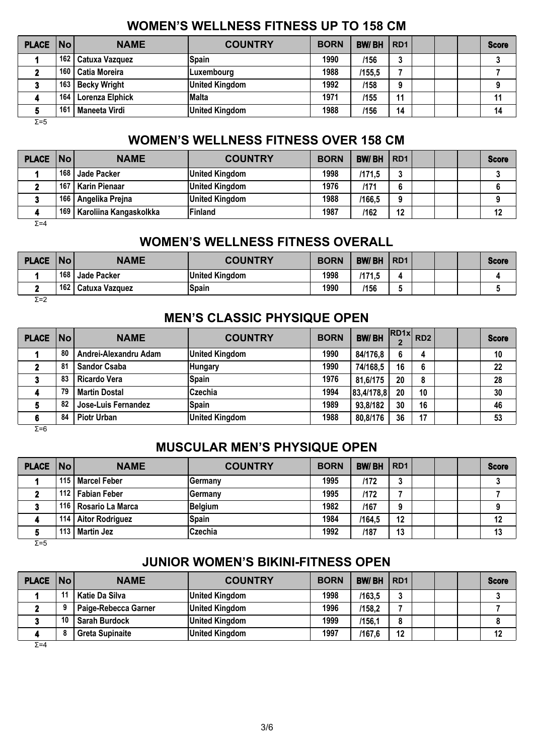## WOMEN'S WELLNESS FITNESS UP TO 158 CM

| PLACE | No | NAME | COUNTRY | BORN | BW/ BH | RD1 | | | Score |
|---|---|---|---|---|---|---|---|---|---|
| 1 | 162 | Catuxa Vazquez | Spain | 1990 | /156 | 3 | | | 3 |
| 2 | 160 | Catia Moreira | Luxembourg | 1988 | /155,5 | 7 | | | 7 |
| 3 | 163 | Becky Wright | United Kingdom | 1992 | /158 | 9 | | | 9 |
| 4 | 164 | Lorenza Elphick | Malta | 1971 | /155 | 11 | | | 11 |
| 5 | 161 | Maneeta Virdi | United Kingdom | 1988 | /156 | 14 | | | 14 |

Σ=5

## WOMEN'S WELLNESS FITNESS OVER 158 CM

| PLACE | No | NAME | COUNTRY | BORN | BW/ BH | RD1 | | | Score |
|---|---|---|---|---|---|---|---|---|---|
| 1 | 168 | Jade Packer | United Kingdom | 1998 | /171,5 | 3 | | | 3 |
| 2 | 167 | Karin Pienaar | United Kingdom | 1976 | /171 | 6 | | | 6 |
| 3 | 166 | Angelika Prejna | United Kingdom | 1988 | /166,5 | 9 | | | 9 |
| 4 | 169 | Karoliina Kangaskolkka | Finland | 1987 | /162 | 12 | | | 12 |

Σ=4

## WOMEN'S WELLNESS FITNESS OVERALL

| PLACE | No | NAME | COUNTRY | BORN | BW/ BH | RD1 | | | Score |
|---|---|---|---|---|---|---|---|---|---|
| 1 | 168 | Jade Packer | United Kingdom | 1998 | /171,5 | 4 | | | 4 |
| 2 | 162 | Catuxa Vazquez | Spain | 1990 | /156 | 5 | | | 5 |

Σ=2

## MEN'S CLASSIC PHYSIQUE OPEN

| PLACE | No | NAME | COUNTRY | BORN | BW/ BH | RD1x 2 | RD2 | | Score |
|---|---|---|---|---|---|---|---|---|---|
| 1 | 80 | Andrei-Alexandru Adam | United Kingdom | 1990 | 84/176,8 | 6 | 4 | | 10 |
| 2 | 81 | Sandor Csaba | Hungary | 1990 | 74/168,5 | 16 | 6 | | 22 |
| 3 | 83 | Ricardo Vera | Spain | 1976 | 81,6/175 | 20 | 8 | | 28 |
| 4 | 79 | Martin Dostal | Czechia | 1994 | 83,4/178,8 | 20 | 10 | | 30 |
| 5 | 82 | Jose-Luis Fernandez | Spain | 1989 | 93,8/182 | 30 | 16 | | 46 |
| 6 | 84 | Piotr Urban | United Kingdom | 1988 | 80,8/176 | 36 | 17 | | 53 |

Σ=6

## MUSCULAR MEN'S PHYSIQUE OPEN

| PLACE | No | NAME | COUNTRY | BORN | BW/ BH | RD1 | | | Score |
|---|---|---|---|---|---|---|---|---|---|
| 1 | 115 | Marcel Feber | Germany | 1995 | /172 | 3 | | | 3 |
| 2 | 112 | Fabian Feber | Germany | 1995 | /172 | 7 | | | 7 |
| 3 | 116 | Rosario La Marca | Belgium | 1982 | /167 | 9 | | | 9 |
| 4 | 114 | Aitor Rodriguez | Spain | 1984 | /164,5 | 12 | | | 12 |
| 5 | 113 | Martin Jez | Czechia | 1992 | /187 | 13 | | | 13 |

Σ=5

## JUNIOR WOMEN'S BIKINI-FITNESS OPEN

| PLACE | No | NAME | COUNTRY | BORN | BW/ BH | RD1 | | | Score |
|---|---|---|---|---|---|---|---|---|---|
| 1 | 11 | Katie Da Silva | United Kingdom | 1998 | /163,5 | 3 | | | 3 |
| 2 | 9 | Paige-Rebecca Garner | United Kingdom | 1996 | /158,2 | 7 | | | 7 |
| 3 | 10 | Sarah Burdock | United Kingdom | 1999 | /156,1 | 8 | | | 8 |
| 4 | 8 | Greta Supinaite | United Kingdom | 1997 | /167,6 | 12 | | | 12 |

Σ=4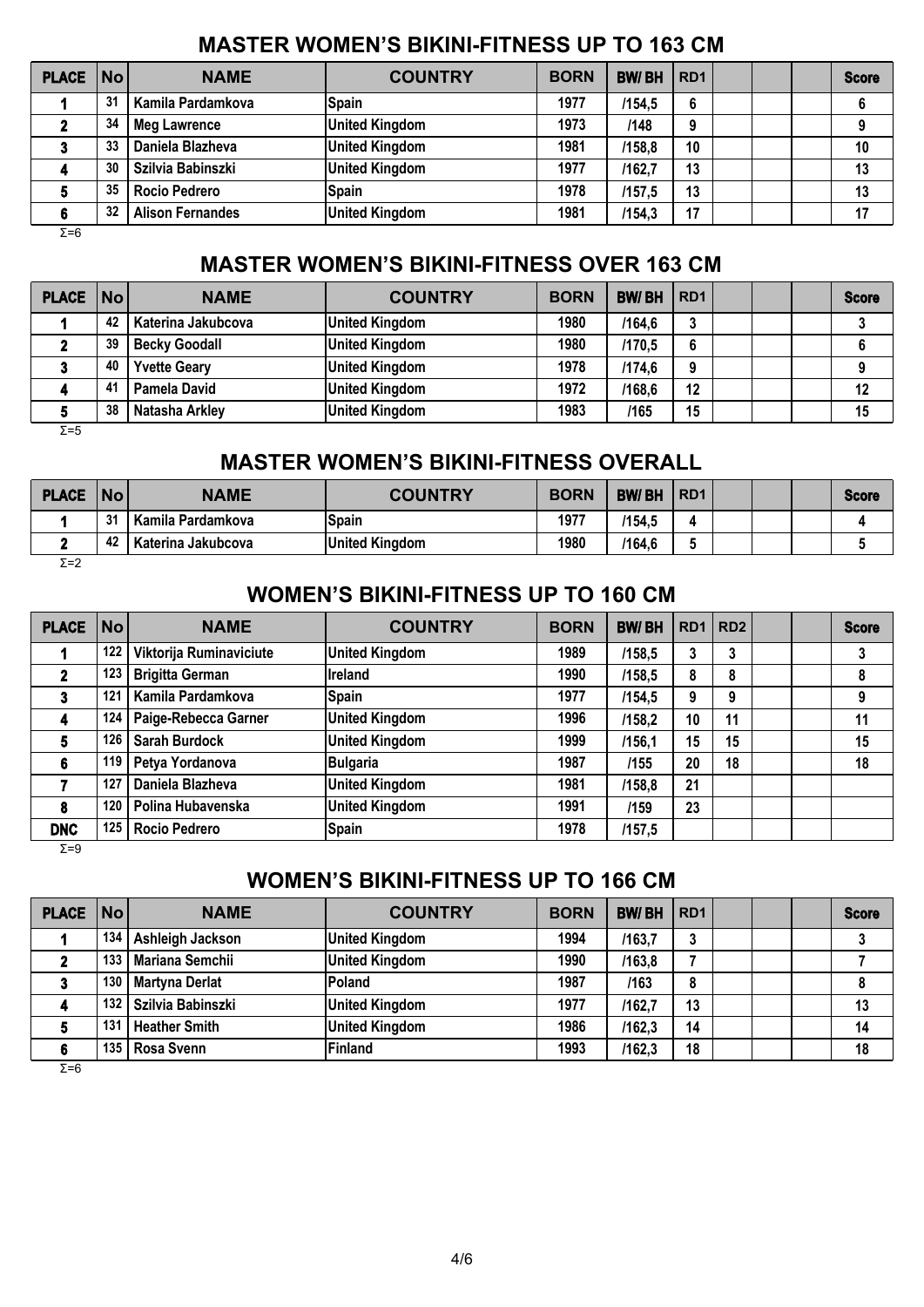## MASTER WOMEN'S BIKINI-FITNESS UP TO 163 CM

| PLACE | No | NAME | COUNTRY | BORN | BW/ BH | RD1 | | | | Score |
|---|---|---|---|---|---|---|---|---|---|---|
| 1 | 31 | Kamila Pardamkova | Spain | 1977 | /154,5 | 6 | | | | 6 |
| 2 | 34 | Meg Lawrence | United Kingdom | 1973 | /148 | 9 | | | | 9 |
| 3 | 33 | Daniela Blazheva | United Kingdom | 1981 | /158,8 | 10 | | | | 10 |
| 4 | 30 | Szilvia Babinszki | United Kingdom | 1977 | /162,7 | 13 | | | | 13 |
| 5 | 35 | Rocio Pedrero | Spain | 1978 | /157,5 | 13 | | | | 13 |
| 6 | 32 | Alison Fernandes | United Kingdom | 1981 | /154,3 | 17 | | | | 17 |

Σ=6

## MASTER WOMEN'S BIKINI-FITNESS OVER 163 CM

| PLACE | No | NAME | COUNTRY | BORN | BW/ BH | RD1 | | | | Score |
|---|---|---|---|---|---|---|---|---|---|---|
| 1 | 42 | Katerina Jakubcova | United Kingdom | 1980 | /164,6 | 3 | | | | 3 |
| 2 | 39 | Becky Goodall | United Kingdom | 1980 | /170,5 | 6 | | | | 6 |
| 3 | 40 | Yvette Geary | United Kingdom | 1978 | /174,6 | 9 | | | | 9 |
| 4 | 41 | Pamela David | United Kingdom | 1972 | /168,6 | 12 | | | | 12 |
| 5 | 38 | Natasha Arkley | United Kingdom | 1983 | /165 | 15 | | | | 15 |

Σ=5

## MASTER WOMEN'S BIKINI-FITNESS OVERALL

| PLACE | No | NAME | COUNTRY | BORN | BW/ BH | RD1 | | | | Score |
|---|---|---|---|---|---|---|---|---|---|---|
| 1 | 31 | Kamila Pardamkova | Spain | 1977 | /154,5 | 4 | | | | 4 |
| 2 | 42 | Katerina Jakubcova | United Kingdom | 1980 | /164,6 | 5 | | | | 5 |

Σ=2

## WOMEN'S BIKINI-FITNESS UP TO 160 CM

| PLACE | No | NAME | COUNTRY | BORN | BW/ BH | RD1 | RD2 | | | Score |
|---|---|---|---|---|---|---|---|---|---|---|
| 1 | 122 | Viktorija Ruminaviciute | United Kingdom | 1989 | /158,5 | 3 | 3 | | | 3 |
| 2 | 123 | Brigitta German | Ireland | 1990 | /158,5 | 8 | 8 | | | 8 |
| 3 | 121 | Kamila Pardamkova | Spain | 1977 | /154,5 | 9 | 9 | | | 9 |
| 4 | 124 | Paige-Rebecca Garner | United Kingdom | 1996 | /158,2 | 10 | 11 | | | 11 |
| 5 | 126 | Sarah Burdock | United Kingdom | 1999 | /156,1 | 15 | 15 | | | 15 |
| 6 | 119 | Petya Yordanova | Bulgaria | 1987 | /155 | 20 | 18 | | | 18 |
| 7 | 127 | Daniela Blazheva | United Kingdom | 1981 | /158,8 | 21 | | | | |
| 8 | 120 | Polina Hubavenska | United Kingdom | 1991 | /159 | 23 | | | | |
| DNC | 125 | Rocio Pedrero | Spain | 1978 | /157,5 | | | | | |

Σ=9

## WOMEN'S BIKINI-FITNESS UP TO 166 CM

| PLACE | No | NAME | COUNTRY | BORN | BW/ BH | RD1 | | | | Score |
|---|---|---|---|---|---|---|---|---|---|---|
| 1 | 134 | Ashleigh Jackson | United Kingdom | 1994 | /163,7 | 3 | | | | 3 |
| 2 | 133 | Mariana Semchii | United Kingdom | 1990 | /163,8 | 7 | | | | 7 |
| 3 | 130 | Martyna Derlat | Poland | 1987 | /163 | 8 | | | | 8 |
| 4 | 132 | Szilvia Babinszki | United Kingdom | 1977 | /162,7 | 13 | | | | 13 |
| 5 | 131 | Heather Smith | United Kingdom | 1986 | /162,3 | 14 | | | | 14 |
| 6 | 135 | Rosa Svenn | Finland | 1993 | /162,3 | 18 | | | | 18 |

Σ=6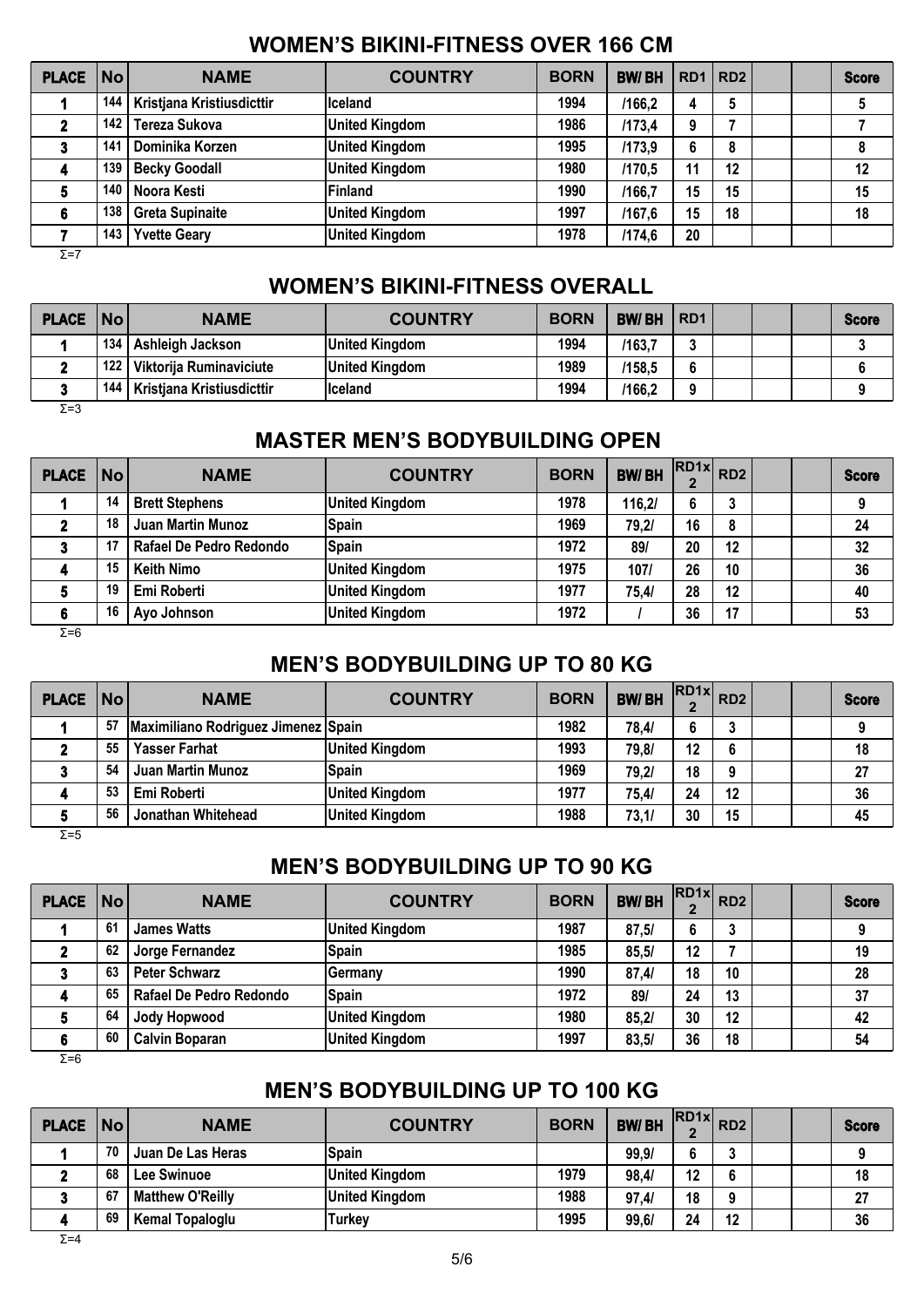## WOMEN'S BIKINI-FITNESS OVER 166 CM

| PLACE | No | NAME | COUNTRY | BORN | BW/ BH | RD1 | RD2 | | | Score |
|---|---|---|---|---|---|---|---|---|---|---|
| 1 | 144 | Kristjana Kristiusdicttir | Iceland | 1994 | /166,2 | 4 | 5 | | | 5 |
| 2 | 142 | Tereza Sukova | United Kingdom | 1986 | /173,4 | 9 | 7 | | | 7 |
| 3 | 141 | Dominika Korzen | United Kingdom | 1995 | /173,9 | 6 | 8 | | | 8 |
| 4 | 139 | Becky Goodall | United Kingdom | 1980 | /170,5 | 11 | 12 | | | 12 |
| 5 | 140 | Noora Kesti | Finland | 1990 | /166,7 | 15 | 15 | | | 15 |
| 6 | 138 | Greta Supinaite | United Kingdom | 1997 | /167,6 | 15 | 18 | | | 18 |
| 7 | 143 | Yvette Geary | United Kingdom | 1978 | /174,6 | 20 | | | | |

Σ=7

## WOMEN'S BIKINI-FITNESS OVERALL

| PLACE | No | NAME | COUNTRY | BORN | BW/ BH | RD1 | | | | Score |
|---|---|---|---|---|---|---|---|---|---|---|
| 1 | 134 | Ashleigh Jackson | United Kingdom | 1994 | /163,7 | 3 | | | | 3 |
| 2 | 122 | Viktorija Ruminaviciute | United Kingdom | 1989 | /158,5 | 6 | | | | 6 |
| 3 | 144 | Kristjana Kristiusdicttir | Iceland | 1994 | /166,2 | 9 | | | | 9 |

Σ=3

## MASTER MEN'S BODYBUILDING OPEN

| PLACE | No | NAME | COUNTRY | BORN | BW/ BH | RD1x 2 | RD2 | | | Score |
|---|---|---|---|---|---|---|---|---|---|---|
| 1 | 14 | Brett Stephens | United Kingdom | 1978 | 116,2/ | 6 | 3 | | | 9 |
| 2 | 18 | Juan Martin Munoz | Spain | 1969 | 79,2/ | 16 | 8 | | | 24 |
| 3 | 17 | Rafael De Pedro Redondo | Spain | 1972 | 89/ | 20 | 12 | | | 32 |
| 4 | 15 | Keith Nimo | United Kingdom | 1975 | 107/ | 26 | 10 | | | 36 |
| 5 | 19 | Emi Roberti | United Kingdom | 1977 | 75,4/ | 28 | 12 | | | 40 |
| 6 | 16 | Ayo Johnson | United Kingdom | 1972 | / | 36 | 17 | | | 53 |

Σ=6

## MEN'S BODYBUILDING UP TO 80 KG

| PLACE | No | NAME | COUNTRY | BORN | BW/ BH | RD1x 2 | RD2 | | | Score |
|---|---|---|---|---|---|---|---|---|---|---|
| 1 | 57 | Maximiliano Rodriguez Jimenez | Spain | 1982 | 78,4/ | 6 | 3 | | | 9 |
| 2 | 55 | Yasser Farhat | United Kingdom | 1993 | 79,8/ | 12 | 6 | | | 18 |
| 3 | 54 | Juan Martin Munoz | Spain | 1969 | 79,2/ | 18 | 9 | | | 27 |
| 4 | 53 | Emi Roberti | United Kingdom | 1977 | 75,4/ | 24 | 12 | | | 36 |
| 5 | 56 | Jonathan Whitehead | United Kingdom | 1988 | 73,1/ | 30 | 15 | | | 45 |

Σ=5

## MEN'S BODYBUILDING UP TO 90 KG

| PLACE | No | NAME | COUNTRY | BORN | BW/ BH | RD1x 2 | RD2 | | | Score |
|---|---|---|---|---|---|---|---|---|---|---|
| 1 | 61 | James Watts | United Kingdom | 1987 | 87,5/ | 6 | 3 | | | 9 |
| 2 | 62 | Jorge Fernandez | Spain | 1985 | 85,5/ | 12 | 7 | | | 19 |
| 3 | 63 | Peter Schwarz | Germany | 1990 | 87,4/ | 18 | 10 | | | 28 |
| 4 | 65 | Rafael De Pedro Redondo | Spain | 1972 | 89/ | 24 | 13 | | | 37 |
| 5 | 64 | Jody Hopwood | United Kingdom | 1980 | 85,2/ | 30 | 12 | | | 42 |
| 6 | 60 | Calvin Boparan | United Kingdom | 1997 | 83,5/ | 36 | 18 | | | 54 |

Σ=6

## MEN'S BODYBUILDING UP TO 100 KG

| PLACE | No | NAME | COUNTRY | BORN | BW/ BH | RD1x 2 | RD2 | | | Score |
|---|---|---|---|---|---|---|---|---|---|---|
| 1 | 70 | Juan De Las Heras | Spain | | 99,9/ | 6 | 3 | | | 9 |
| 2 | 68 | Lee Swinuoe | United Kingdom | 1979 | 98,4/ | 12 | 6 | | | 18 |
| 3 | 67 | Matthew O'Reilly | United Kingdom | 1988 | 97,4/ | 18 | 9 | | | 27 |
| 4 | 69 | Kemal Topaloglu | Turkey | 1995 | 99,6/ | 24 | 12 | | | 36 |

Σ=4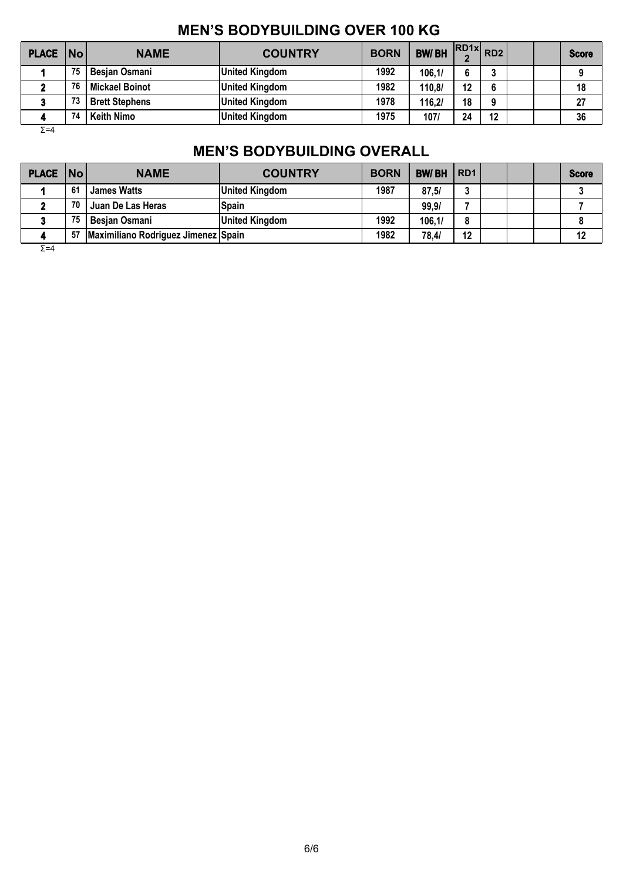## MEN'S BODYBUILDING OVER 100 KG

| PLACE | No | NAME | COUNTRY | BORN | BW/ BH | RD1x 2 | RD2 | | | Score |
|---|---|---|---|---|---|---|---|---|---|---|
| 1 | 75 | Besjan Osmani | United Kingdom | 1992 | 106,1/ | 6 | 3 | | | 9 |
| 2 | 76 | Mickael Boinot | United Kingdom | 1982 | 110,8/ | 12 | 6 | | | 18 |
| 3 | 73 | Brett Stephens | United Kingdom | 1978 | 116,2/ | 18 | 9 | | | 27 |
| 4 | 74 | Keith Nimo | United Kingdom | 1975 | 107/ | 24 | 12 | | | 36 |

Σ=4

## MEN'S BODYBUILDING OVERALL

| PLACE | No | NAME | COUNTRY | BORN | BW/ BH | RD1 | | | | Score |
|---|---|---|---|---|---|---|---|---|---|---|
| 1 | 61 | James Watts | United Kingdom | 1987 | 87,5/ | 3 | | | | 3 |
| 2 | 70 | Juan De Las Heras | Spain | | 99,9/ | 7 | | | | 7 |
| 3 | 75 | Besjan Osmani | United Kingdom | 1992 | 106,1/ | 8 | | | | 8 |
| 4 | 57 | Maximiliano Rodriguez Jimenez | Spain | 1982 | 78,4/ | 12 | | | | 12 |

Σ=4